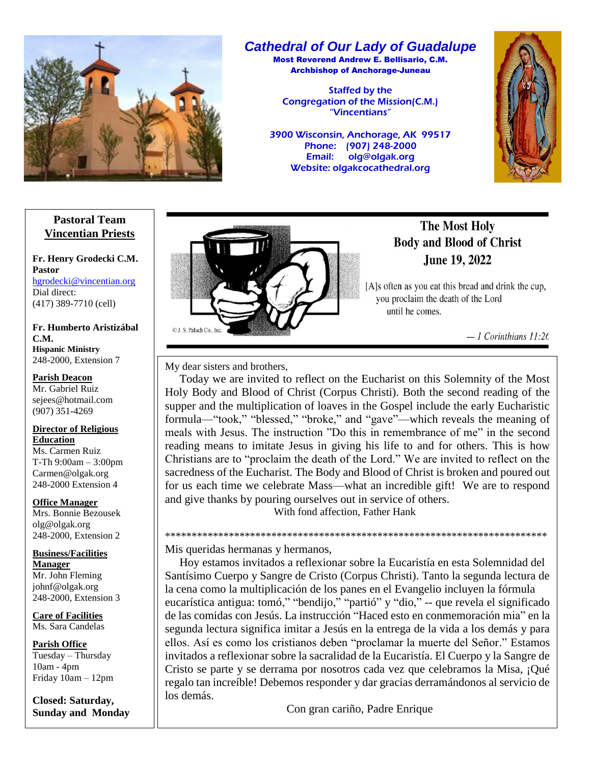# Cathedral of Our Lady of Guadalupe

**Most Reverend Andrew E. Bellisario, C.M.**
**Archbishop of Anchorage-Juneau**

Staffed by the
Congregation of the Mission(C.M.)
"Vincentians"

3900 Wisconsin, Anchorage, AK 99517
Phone: (907) 248-2000
Email: olg@olgak.org
Website: olgakcocathedral.org

## Pastoral Team
## Vincentian Priests

**Fr. Henry Grodecki C.M.**
**Pastor**
hgrodecki@vincentian.org
Dial direct:
(417) 389-7710 (cell)

**Fr. Humberto Aristizábal C.M.**
**Hispanic Ministry**
248-2000, Extension 7

**Parish Deacon**
Mr. Gabriel Ruiz
sejees@hotmail.com
(907) 351-4269

**Director of Religious Education**
Ms. Carmen Ruiz
T-Th 9:00am – 3:00pm
Carmen@olgak.org
248-2000 Extension 4

**Office Manager**
Mrs. Bonnie Bezousek
olg@olgak.org
248-2000, Extension 2

**Business/Facilities Manager**
Mr. John Fleming
johnf@olgak.org
248-2000, Extension 3

**Care of Facilities**
Ms. Sara Candelas

**Parish Office**
Tuesday – Thursday
10am - 4pm
Friday 10am – 12pm

**Closed: Saturday, Sunday and Monday**

## The Most Holy Body and Blood of Christ
## June 19, 2022

[A]s often as you eat this bread and drink the cup,
you proclaim the death of the Lord
until he comes.

— *1 Corinthians 11:26*

© J. S. Paluch Co., Inc.

My dear sisters and brothers,

Today we are invited to reflect on the Eucharist on this Solemnity of the Most Holy Body and Blood of Christ (Corpus Christi). Both the second reading of the supper and the multiplication of loaves in the Gospel include the early Eucharistic formula—"took," "blessed," "broke," and "gave"—which reveals the meaning of meals with Jesus. The instruction "Do this in remembrance of me" in the second reading means to imitate Jesus in giving his life to and for others. This is how Christians are to "proclaim the death of the Lord." We are invited to reflect on the sacredness of the Eucharist. The Body and Blood of Christ is broken and poured out for us each time we celebrate Mass—what an incredible gift! We are to respond and give thanks by pouring ourselves out in service of others.

With fond affection, Father Hank

**************************************************************************

Mis queridas hermanas y hermanos,

Hoy estamos invitados a reflexionar sobre la Eucaristía en esta Solemnidad del Santísimo Cuerpo y Sangre de Cristo (Corpus Christi). Tanto la segunda lectura de la cena como la multiplicación de los panes en el Evangelio incluyen la fórmula eucarística antigua: tomó," "bendijo," "partió" y "dio," -- que revela el significado de las comidas con Jesús. La instrucción "Haced esto en conmemoración mia" en la segunda lectura significa imitar a Jesús en la entrega de la vida a los demás y para ellos. Así es como los cristianos deben "proclamar la muerte del Señor." Estamos invitados a reflexionar sobre la sacralidad de la Eucaristía. El Cuerpo y la Sangre de Cristo se parte y se derrama por nosotros cada vez que celebramos la Misa, ¡Qué regalo tan increíble! Debemos responder y dar gracias derramándonos al servicio de los demás.

Con gran cariño, Padre Enrique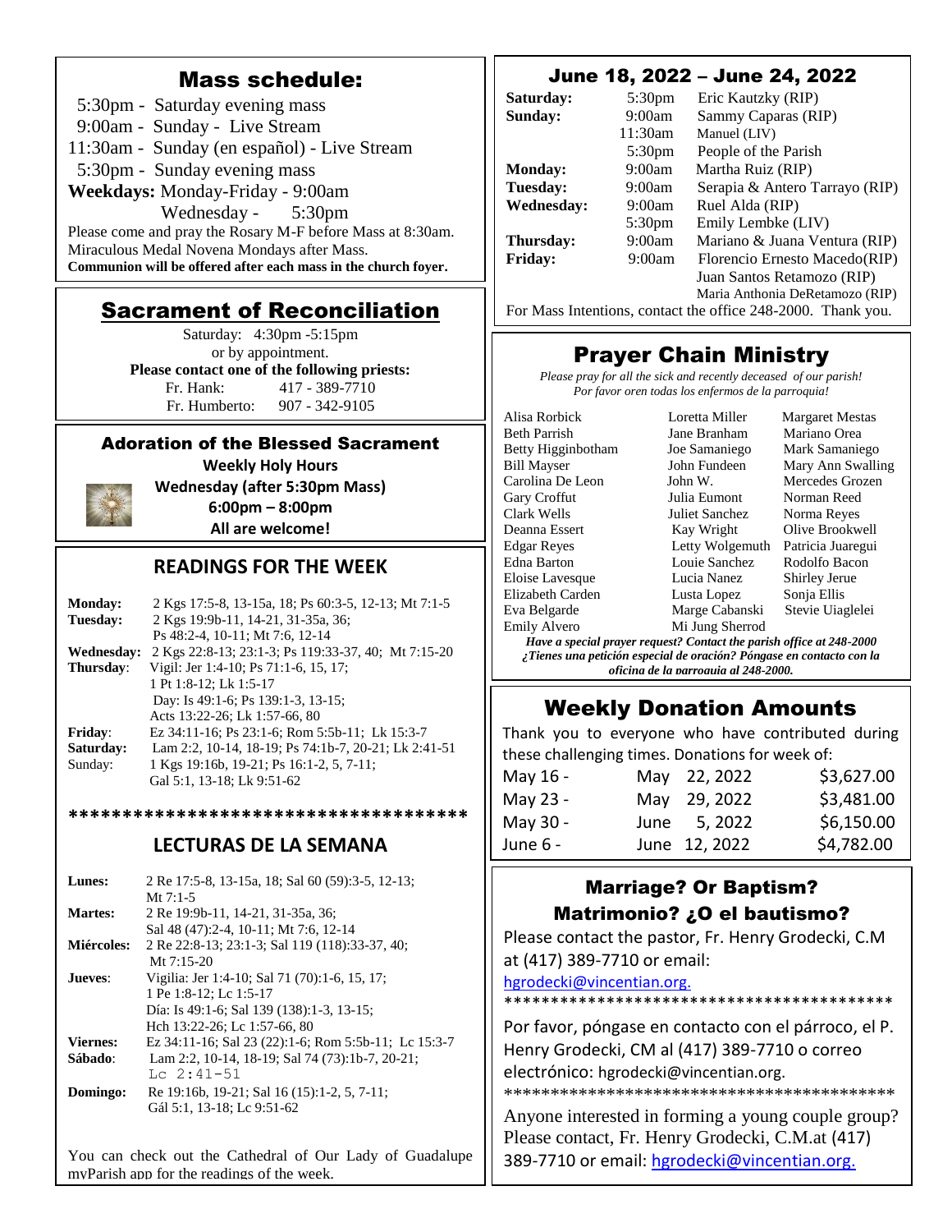## Mass schedule:

5:30pm - Saturday evening mass
9:00am - Sunday - Live Stream
11:30am - Sunday (en español) - Live Stream
5:30pm - Sunday evening mass
**Weekdays:** Monday-Friday - 9:00am
Wednesday - 5:30pm

Please come and pray the Rosary M-F before Mass at 8:30am.
Miraculous Medal Novena Mondays after Mass.
**Communion will be offered after each mass in the church foyer.**

## Sacrament of Reconciliation

Saturday: 4:30pm -5:15pm
or by appointment.
**Please contact one of the following priests:**
Fr. Hank: 417 - 389-7710
Fr. Humberto: 907 - 342-9105

### Adoration of the Blessed Sacrament

**Weekly Holy Hours**
**Wednesday (after 5:30pm Mass)**
**6:00pm – 8:00pm**
**All are welcome!**

## READINGS FOR THE WEEK

**Monday:** 2 Kgs 17:5-8, 13-15a, 18; Ps 60:3-5, 12-13; Mt 7:1-5
**Tuesday:** 2 Kgs 19:9b-11, 14-21, 31-35a, 36; Ps 48:2-4, 10-11; Mt 7:6, 12-14
**Wednesday:** 2 Kgs 22:8-13; 23:1-3; Ps 119:33-37, 40; Mt 7:15-20
**Thursday:** Vigil: Jer 1:4-10; Ps 71:1-6, 15, 17; 1 Pt 1:8-12; Lk 1:5-17
Day: Is 49:1-6; Ps 139:1-3, 13-15; Acts 13:22-26; Lk 1:57-66, 80
**Friday:** Ez 34:11-16; Ps 23:1-6; Rom 5:5b-11; Lk 15:3-7
**Saturday:** Lam 2:2, 10-14, 18-19; Ps 74:1b-7, 20-21; Lk 2:41-51
Sunday: 1 Kgs 19:16b, 19-21; Ps 16:1-2, 5, 7-11; Gal 5:1, 13-18; Lk 9:51-62

**************************************

## LECTURAS DE LA SEMANA

**Lunes:** 2 Re 17:5-8, 13-15a, 18; Sal 60 (59):3-5, 12-13; Mt 7:1-5
**Martes:** 2 Re 19:9b-11, 14-21, 31-35a, 36; Sal 48 (47):2-4, 10-11; Mt 7:6, 12-14
**Miércoles:** 2 Re 22:8-13; 23:1-3; Sal 119 (118):33-37, 40; Mt 7:15-20
**Jueves:** Vigilia: Jer 1:4-10; Sal 71 (70):1-6, 15, 17; 1 Pe 1:8-12; Lc 1:5-17
Día: Is 49:1-6; Sal 139 (138):1-3, 13-15; Hch 13:22-26; Lc 1:57-66, 80
**Viernes:** Ez 34:11-16; Sal 23 (22):1-6; Rom 5:5b-11; Lc 15:3-7
**Sábado:** Lam 2:2, 10-14, 18-19; Sal 74 (73):1b-7, 20-21; Lc 2:41-51
**Domingo:** Re 19:16b, 19-21; Sal 16 (15):1-2, 5, 7-11; Gál 5:1, 13-18; Lc 9:51-62

You can check out the Cathedral of Our Lady of Guadalupe myParish app for the readings of the week.

## June 18, 2022 – June 24, 2022

| | | |
|---|---|---|
| **Saturday:** | 5:30pm | Eric Kautzky (RIP) |
| **Sunday:** | 9:00am | Sammy Caparas (RIP) |
| | 11:30am | Manuel (LIV) |
| | 5:30pm | People of the Parish |
| **Monday:** | 9:00am | Martha Ruiz (RIP) |
| **Tuesday:** | 9:00am | Serapia & Antero Tarrayo (RIP) |
| **Wednesday:** | 9:00am | Ruel Alda (RIP) |
| | 5:30pm | Emily Lembke (LIV) |
| **Thursday:** | 9:00am | Mariano & Juana Ventura (RIP) |
| **Friday:** | 9:00am | Florencio Ernesto Macedo(RIP) |
| | | Juan Santos Retamozo (RIP) |
| | | Maria Anthonia DeRetamozo (RIP) |

For Mass Intentions, contact the office 248-2000. Thank you.

## Prayer Chain Ministry

*Please pray for all the sick and recently deceased of our parish!*
*Por favor oren todas los enfermos de la parroquia!*

| | | |
|---|---|---|
| Alisa Rorbick | Loretta Miller | Margaret Mestas |
| Beth Parrish | Jane Branham | Mariano Orea |
| Betty Higginbotham | Joe Samaniego | Mark Samaniego |
| Bill Mayser | John Fundeen | Mary Ann Swalling |
| Carolina De Leon | John W. | Mercedes Grozen |
| Gary Croffut | Julia Eumont | Norman Reed |
| Clark Wells | Juliet Sanchez | Norma Reyes |
| Deanna Essert | Kay Wright | Olive Brookwell |
| Edgar Reyes | Letty Wolgemuth | Patricia Juaregui |
| Edna Barton | Louie Sanchez | Rodolfo Bacon |
| Eloise Lavesque | Lucia Nanez | Shirley Jerue |
| Elizabeth Carden | Lusta Lopez | Sonja Ellis |
| Eva Belgarde | Marge Cabanski | Stevie Uiaglelei |
| Emily Alvero | Mi Jung Sherrod | |

***Have a special prayer request? Contact the parish office at 248-2000***
***¿Tienes una petición especial de oración? Póngase en contacto con la oficina de la parroquia al 248-2000.***

## Weekly Donation Amounts

Thank you to everyone who have contributed during these challenging times. Donations for week of:

| | | |
|---|---|---|
| May 16 - | May 22, 2022 | $3,627.00 |
| May 23 - | May 29, 2022 | $3,481.00 |
| May 30 - | June 5, 2022 | $6,150.00 |
| June 6 - | June 12, 2022 | $4,782.00 |

## Marriage? Or Baptism?
## Matrimonio? ¿O el bautismo?

Please contact the pastor, Fr. Henry Grodecki, C.M at (417) 389-7710 or email: hgrodecki@vincentian.org.

******************************************

Por favor, póngase en contacto con el párroco, el P. Henry Grodecki, CM al (417) 389-7710 o correo electrónico: hgrodecki@vincentian.org.

******************************************

Anyone interested in forming a young couple group? Please contact, Fr. Henry Grodecki, C.M.at (417) 389-7710 or email: hgrodecki@vincentian.org.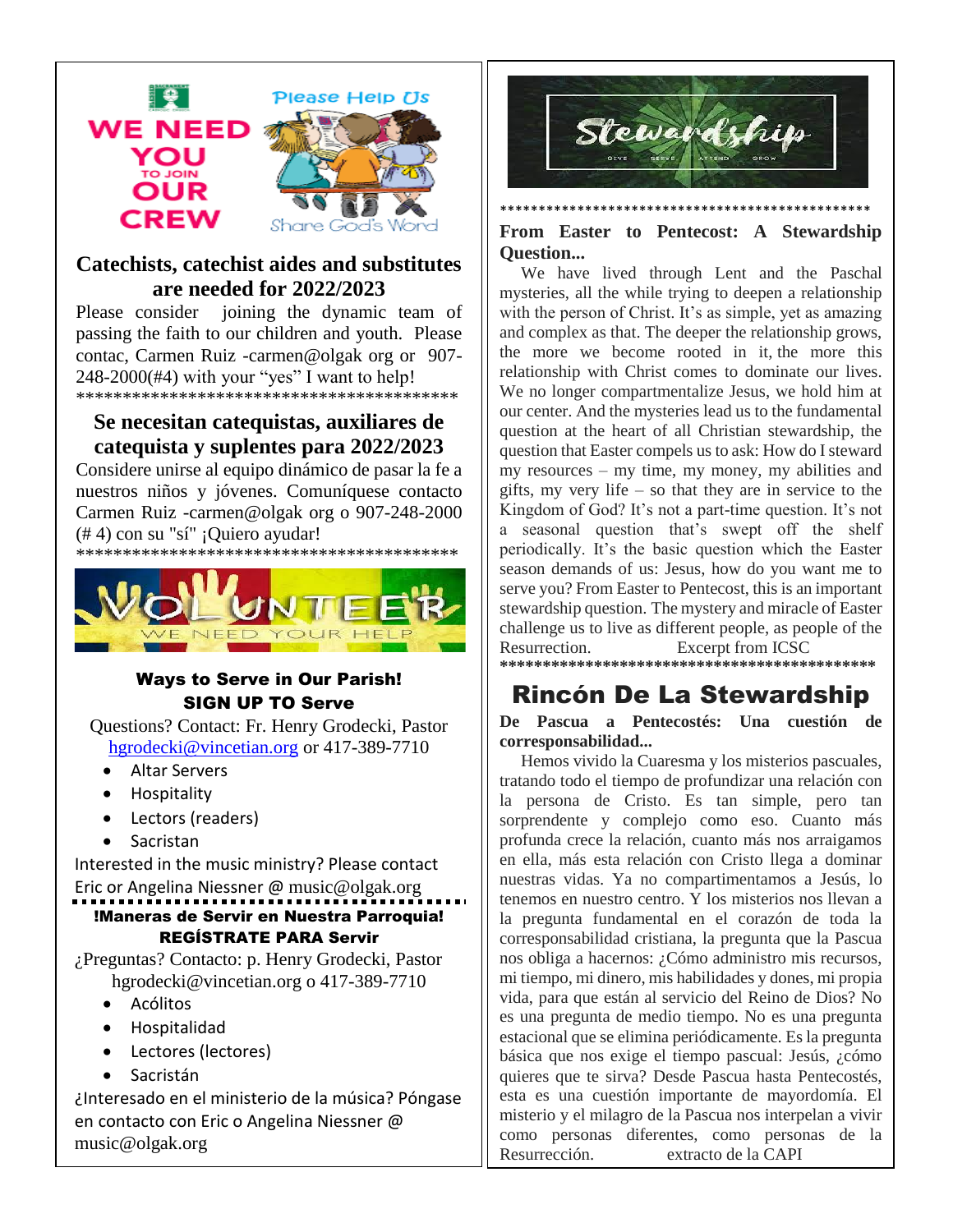WE NEED YOU TO JOIN OUR CREW

Please Help Us

Share God's Word

## Catechists, catechist aides and substitutes are needed for 2022/2023

Please consider joining the dynamic team of passing the faith to our children and youth. Please contac, Carmen Ruiz -carmen@olgak org or 907-248-2000(#4) with your "yes" I want to help!

*******************************************

## Se necesitan catequistas, auxiliares de catequista y suplentes para 2022/2023

Considere unirse al equipo dinámico de pasar la fe a nuestros niños y jóvenes. Comuníquese contacto Carmen Ruiz -carmen@olgak org o 907-248-2000 (# 4) con su "sí" ¡Quiero ayudar!

*******************************************

VOLUNTEER

WE NEED YOUR HELP

### Ways to Serve in Our Parish! SIGN UP TO Serve

Questions? Contact: Fr. Henry Grodecki, Pastor hgrodecki@vincetian.org or 417-389-7710

- Altar Servers
- Hospitality
- Lectors (readers)
- Sacristan

Interested in the music ministry? Please contact Eric or Angelina Niessner @ music@olgak.org

### !Maneras de Servir en Nuestra Parroquia! REGÍSTRATE PARA Servir

¿Preguntas? Contacto: p. Henry Grodecki, Pastor hgrodecki@vincetian.org o 417-389-7710

- Acólitos
- Hospitalidad
- Lectores (lectores)
- Sacristán

¿Interesado en el ministerio de la música? Póngase en contacto con Eric o Angelina Niessner @ music@olgak.org

Stewardship

GIVE SERVE ATTEND GROW

*************************************************

**From Easter to Pentecost: A Stewardship Question...**

We have lived through Lent and the Paschal mysteries, all the while trying to deepen a relationship with the person of Christ. It's as simple, yet as amazing and complex as that. The deeper the relationship grows, the more we become rooted in it, the more this relationship with Christ comes to dominate our lives. We no longer compartmentalize Jesus, we hold him at our center. And the mysteries lead us to the fundamental question at the heart of all Christian stewardship, the question that Easter compels us to ask: How do I steward my resources – my time, my money, my abilities and gifts, my very life – so that they are in service to the Kingdom of God? It's not a part-time question. It's not a seasonal question that's swept off the shelf periodically. It's the basic question which the Easter season demands of us: Jesus, how do you want me to serve you? From Easter to Pentecost, this is an important stewardship question. The mystery and miracle of Easter challenge us to live as different people, as people of the Resurrection. Excerpt from ICSC

**********************************************

## Rincón De La Stewardship

**De Pascua a Pentecostés: Una cuestión de corresponsabilidad...**

Hemos vivido la Cuaresma y los misterios pascuales, tratando todo el tiempo de profundizar una relación con la persona de Cristo. Es tan simple, pero tan sorprendente y complejo como eso. Cuanto más profunda crece la relación, cuanto más nos arraigamos en ella, más esta relación con Cristo llega a dominar nuestras vidas. Ya no compartimentamos a Jesús, lo tenemos en nuestro centro. Y los misterios nos llevan a la pregunta fundamental en el corazón de toda la corresponsabilidad cristiana, la pregunta que la Pascua nos obliga a hacernos: ¿Cómo administro mis recursos, mi tiempo, mi dinero, mis habilidades y dones, mi propia vida, para que están al servicio del Reino de Dios? No es una pregunta de medio tiempo. No es una pregunta estacional que se elimina periódicamente. Es la pregunta básica que nos exige el tiempo pascual: Jesús, ¿cómo quieres que te sirva? Desde Pascua hasta Pentecostés, esta es una cuestión importante de mayordomía. El misterio y el milagro de la Pascua nos interpelan a vivir como personas diferentes, como personas de la Resurrección. extracto de la CAPI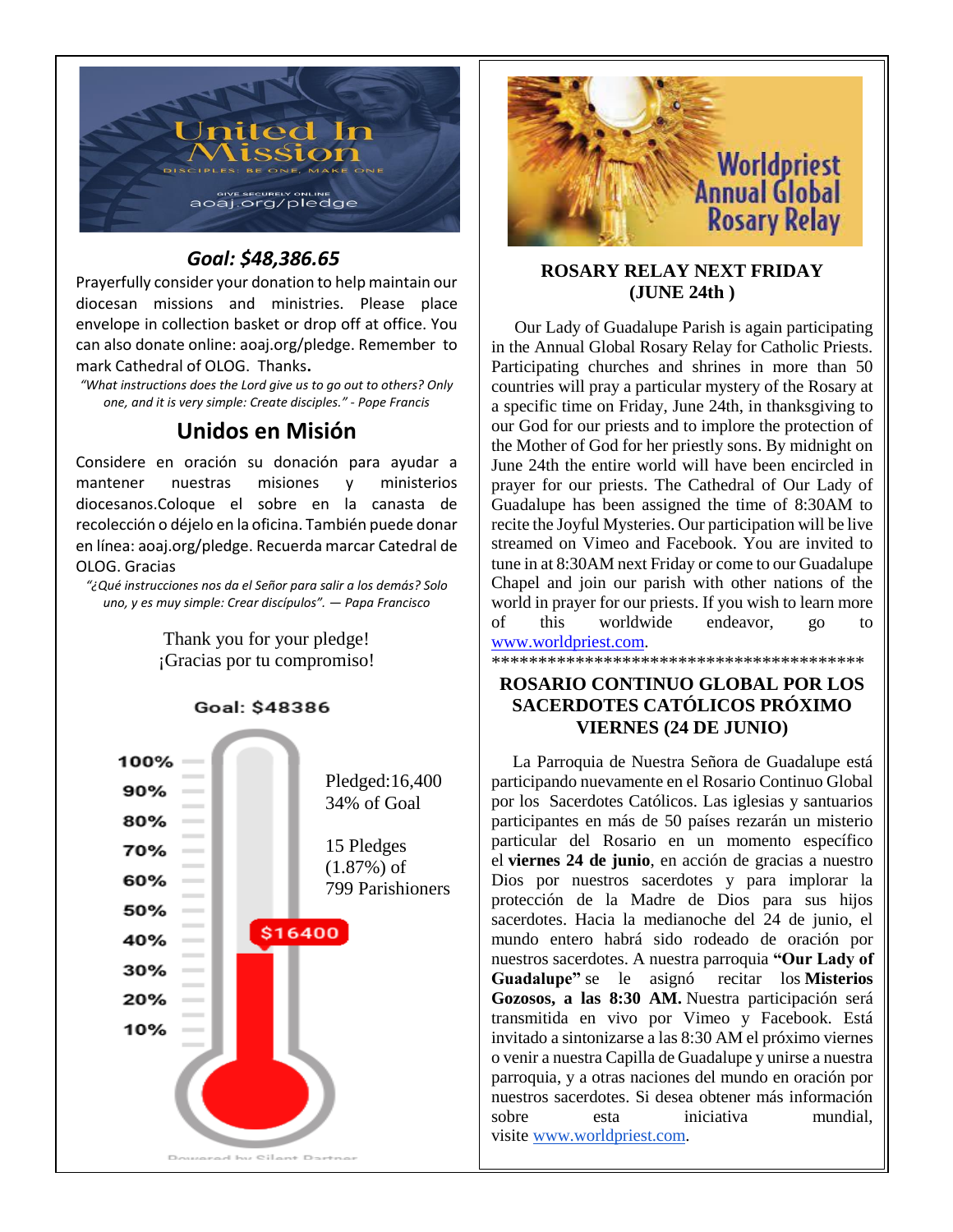United In Mission

DISCIPLES: BE ONE, MAKE ONE

GIVE SECURELY ONLINE

aoaj.org/pledge

## *Goal: $48,386.65*

Prayerfully consider your donation to help maintain our diocesan missions and ministries. Please place envelope in collection basket or drop off at office. You can also donate online: aoaj.org/pledge. Remember to mark Cathedral of OLOG. Thanks**.**

*"What instructions does the Lord give us to go out to others? Only one, and it is very simple: Create disciples." - Pope Francis*

## Unidos en Misión

Considere en oración su donación para ayudar a mantener nuestras misiones y ministerios diocesanos.Coloque el sobre en la canasta de recolección o déjelo en la oficina. También puede donar en línea: aoaj.org/pledge. Recuerda marcar Catedral de OLOG. Gracias

*"¿Qué instrucciones nos da el Señor para salir a los demás? Solo uno, y es muy simple: Crear discípulos". — Papa Francisco*

Thank you for your pledge!
¡Gracias por tu compromiso!

Goal: $48386

100%
90%
80%
70%
60%
50%
40%
30%
20%
10%

$16400

Pledged:16,400
34% of Goal

15 Pledges
(1.87%) of
799 Parishioners

Powered by Silent Partner

Worldpriest Annual Global Rosary Relay

### ROSARY RELAY NEXT FRIDAY (JUNE 24th )

Our Lady of Guadalupe Parish is again participating in the Annual Global Rosary Relay for Catholic Priests. Participating churches and shrines in more than 50 countries will pray a particular mystery of the Rosary at a specific time on Friday, June 24th, in thanksgiving to our God for our priests and to implore the protection of the Mother of God for her priestly sons. By midnight on June 24th the entire world will have been encircled in prayer for our priests. The Cathedral of Our Lady of Guadalupe has been assigned the time of 8:30AM to recite the Joyful Mysteries. Our participation will be live streamed on Vimeo and Facebook. You are invited to tune in at 8:30AM next Friday or come to our Guadalupe Chapel and join our parish with other nations of the world in prayer for our priests. If you wish to learn more of this worldwide endeavor, go to www.worldpriest.com.

*****************************************

### ROSARIO CONTINUO GLOBAL POR LOS SACERDOTES CATÓLICOS PRÓXIMO VIERNES (24 DE JUNIO)

La Parroquia de Nuestra Señora de Guadalupe está participando nuevamente en el Rosario Continuo Global por los Sacerdotes Católicos. Las iglesias y santuarios participantes en más de 50 países rezarán un misterio particular del Rosario en un momento específico el **viernes 24 de junio**, en acción de gracias a nuestro Dios por nuestros sacerdotes y para implorar la protección de la Madre de Dios para sus hijos sacerdotes. Hacia la medianoche del 24 de junio, el mundo entero habrá sido rodeado de oración por nuestros sacerdotes. A nuestra parroquia **"Our Lady of Guadalupe"** se le asignó recitar los **Misterios Gozosos, a las 8:30 AM.** Nuestra participación será transmitida en vivo por Vimeo y Facebook. Está invitado a sintonizarse a las 8:30 AM el próximo viernes o venir a nuestra Capilla de Guadalupe y unirse a nuestra parroquia, y a otras naciones del mundo en oración por nuestros sacerdotes. Si desea obtener más información sobre esta iniciativa mundial, visite www.worldpriest.com.